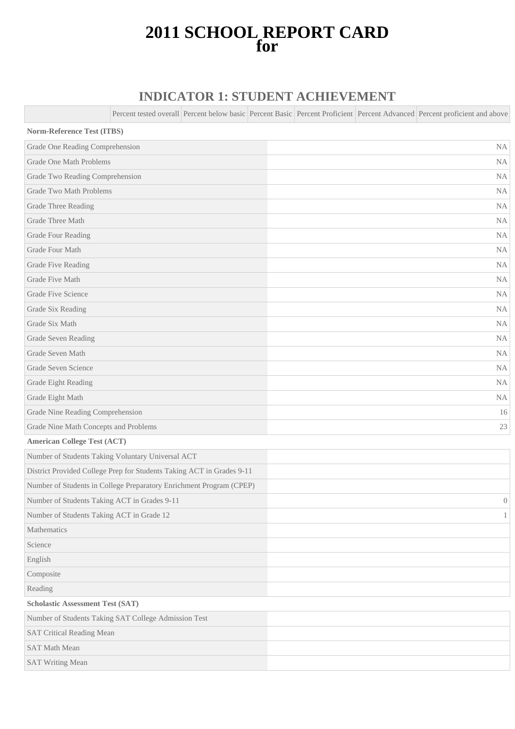# 2011 SCHOOL REPORT CARD
# for

## INDICATOR 1: STUDENT ACHIEVEMENT

| | Percent tested overall | Percent below basic | Percent Basic | Percent Proficient | Percent Advanced | Percent proficient and above |
|---|---|---|---|---|---|---|
| **Norm-Reference Test (ITBS)** | | | | | | |
| Grade One Reading Comprehension | | | | | | NA |
| Grade One Math Problems | | | | | | NA |
| Grade Two Reading Comprehension | | | | | | NA |
| Grade Two Math Problems | | | | | | NA |
| Grade Three Reading | | | | | | NA |
| Grade Three Math | | | | | | NA |
| Grade Four Reading | | | | | | NA |
| Grade Four Math | | | | | | NA |
| Grade Five Reading | | | | | | NA |
| Grade Five Math | | | | | | NA |
| Grade Five Science | | | | | | NA |
| Grade Six Reading | | | | | | NA |
| Grade Six Math | | | | | | NA |
| Grade Seven Reading | | | | | | NA |
| Grade Seven Math | | | | | | NA |
| Grade Seven Science | | | | | | NA |
| Grade Eight Reading | | | | | | NA |
| Grade Eight Math | | | | | | NA |
| Grade Nine Reading Comprehension | | | | | | 16 |
| Grade Nine Math Concepts and Problems | | | | | | 23 |
| **American College Test (ACT)** | | | | | | |
| Number of Students Taking Voluntary Universal ACT | | | | | | |
| District Provided College Prep for Students Taking ACT in Grades 9-11 | | | | | | |
| Number of Students in College Preparatory Enrichment Program (CPEP) | | | | | | |
| Number of Students Taking ACT in Grades 9-11 | | | | | | 0 |
| Number of Students Taking ACT in Grade 12 | | | | | | 1 |
| Mathematics | | | | | | |
| Science | | | | | | |
| English | | | | | | |
| Composite | | | | | | |
| Reading | | | | | | |
| **Scholastic Assessment Test (SAT)** | | | | | | |
| Number of Students Taking SAT College Admission Test | | | | | | |
| SAT Critical Reading Mean | | | | | | |
| SAT Math Mean | | | | | | |
| SAT Writing Mean | | | | | | |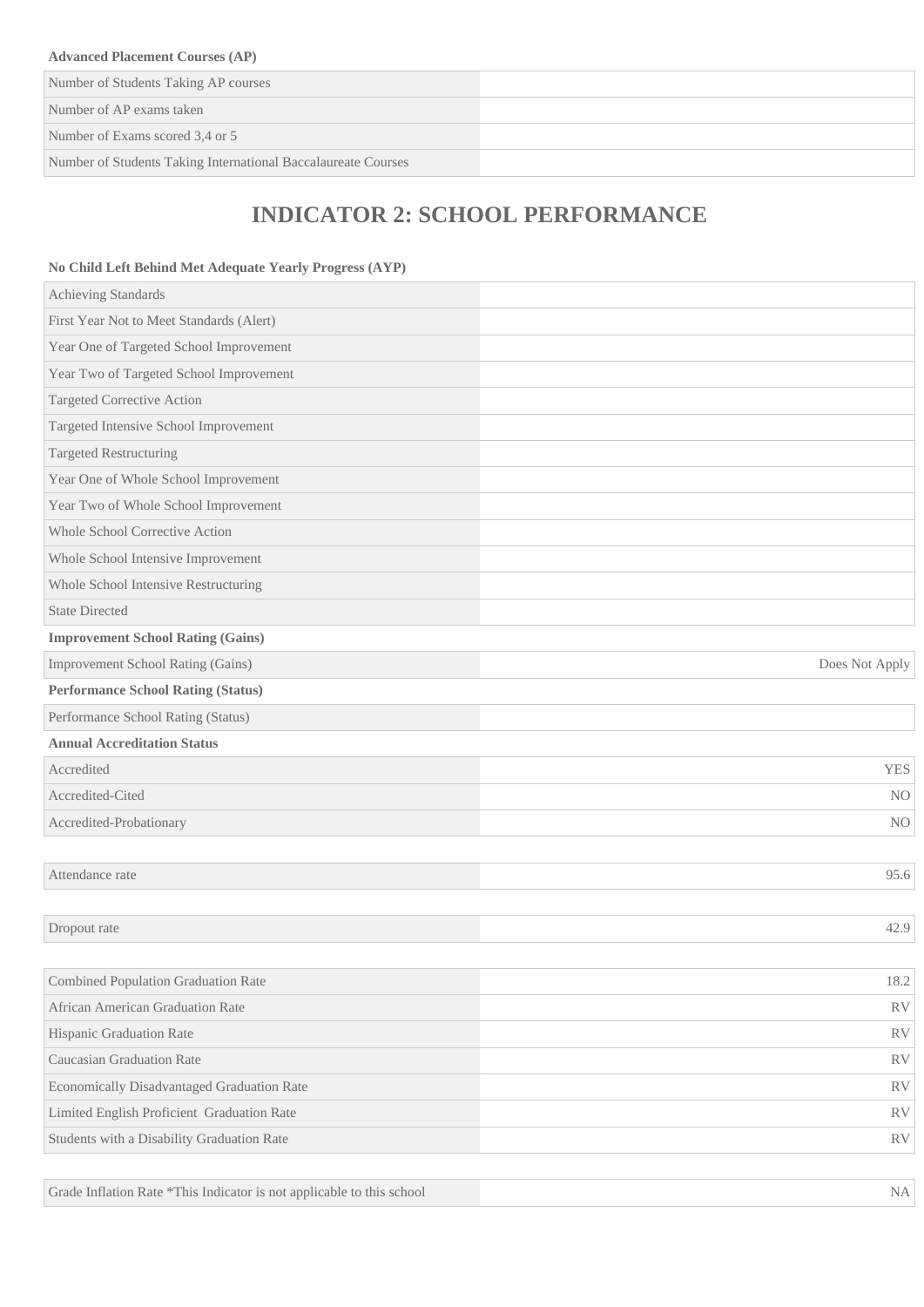**Advanced Placement Courses (AP)**

| | |
|---|---|
| Number of Students Taking AP courses | |
| Number of AP exams taken | |
| Number of Exams scored 3,4 or 5 | |
| Number of Students Taking International Baccalaureate Courses | |

## INDICATOR 2: SCHOOL PERFORMANCE

**No Child Left Behind Met Adequate Yearly Progress (AYP)**

| | |
|---|---|
| Achieving Standards | |
| First Year Not to Meet Standards (Alert) | |
| Year One of Targeted School Improvement | |
| Year Two of Targeted School Improvement | |
| Targeted Corrective Action | |
| Targeted Intensive School Improvement | |
| Targeted Restructuring | |
| Year One of Whole School Improvement | |
| Year Two of Whole School Improvement | |
| Whole School Corrective Action | |
| Whole School Intensive Improvement | |
| Whole School Intensive Restructuring | |
| State Directed | |

**Improvement School Rating (Gains)**

| | |
|---|---|
| Improvement School Rating (Gains) | Does Not Apply |

**Performance School Rating (Status)**

| | |
|---|---|
| Performance School Rating (Status) | |

**Annual Accreditation Status**

| | |
|---|---|
| Accredited | YES |
| Accredited-Cited | NO |
| Accredited-Probationary | NO |

| | |
|---|---|
| Attendance rate | 95.6 |

| | |
|---|---|
| Dropout rate | 42.9 |

| | |
|---|---|
| Combined Population Graduation Rate | 18.2 |
| African American Graduation Rate | RV |
| Hispanic Graduation Rate | RV |
| Caucasian Graduation Rate | RV |
| Economically Disadvantaged Graduation Rate | RV |
| Limited English Proficient Graduation Rate | RV |
| Students with a Disability Graduation Rate | RV |

| | |
|---|---|
| Grade Inflation Rate *This Indicator is not applicable to this school | NA |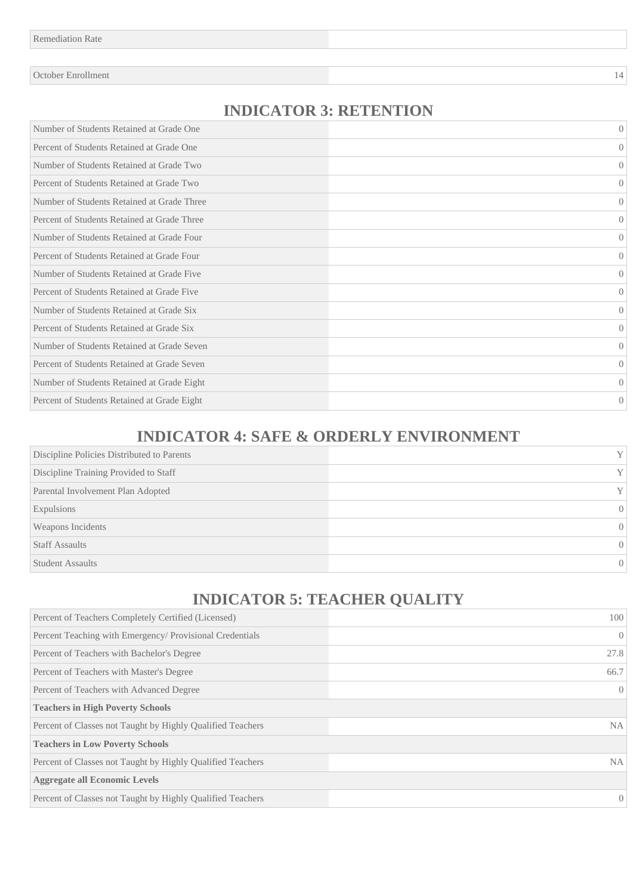| Remediation Rate | |
|---|---|

| October Enrollment | 14 |
|---|---|

## INDICATOR 3: RETENTION

| | |
|---|---|
| Number of Students Retained at Grade One | 0 |
| Percent of Students Retained at Grade One | 0 |
| Number of Students Retained at Grade Two | 0 |
| Percent of Students Retained at Grade Two | 0 |
| Number of Students Retained at Grade Three | 0 |
| Percent of Students Retained at Grade Three | 0 |
| Number of Students Retained at Grade Four | 0 |
| Percent of Students Retained at Grade Four | 0 |
| Number of Students Retained at Grade Five | 0 |
| Percent of Students Retained at Grade Five | 0 |
| Number of Students Retained at Grade Six | 0 |
| Percent of Students Retained at Grade Six | 0 |
| Number of Students Retained at Grade Seven | 0 |
| Percent of Students Retained at Grade Seven | 0 |
| Number of Students Retained at Grade Eight | 0 |
| Percent of Students Retained at Grade Eight | 0 |

## INDICATOR 4: SAFE & ORDERLY ENVIRONMENT

| | |
|---|---|
| Discipline Policies Distributed to Parents | Y |
| Discipline Training Provided to Staff | Y |
| Parental Involvement Plan Adopted | Y |
| Expulsions | 0 |
| Weapons Incidents | 0 |
| Staff Assaults | 0 |
| Student Assaults | 0 |

## INDICATOR 5: TEACHER QUALITY

| | |
|---|---|
| Percent of Teachers Completely Certified (Licensed) | 100 |
| Percent Teaching with Emergency/ Provisional Credentials | 0 |
| Percent of Teachers with Bachelor's Degree | 27.8 |
| Percent of Teachers with Master's Degree | 66.7 |
| Percent of Teachers with Advanced Degree | 0 |
| **Teachers in High Poverty Schools** | |
| Percent of Classes not Taught by Highly Qualified Teachers | NA |
| **Teachers in Low Poverty Schools** | |
| Percent of Classes not Taught by Highly Qualified Teachers | NA |
| **Aggregate all Economic Levels** | |
| Percent of Classes not Taught by Highly Qualified Teachers | 0 |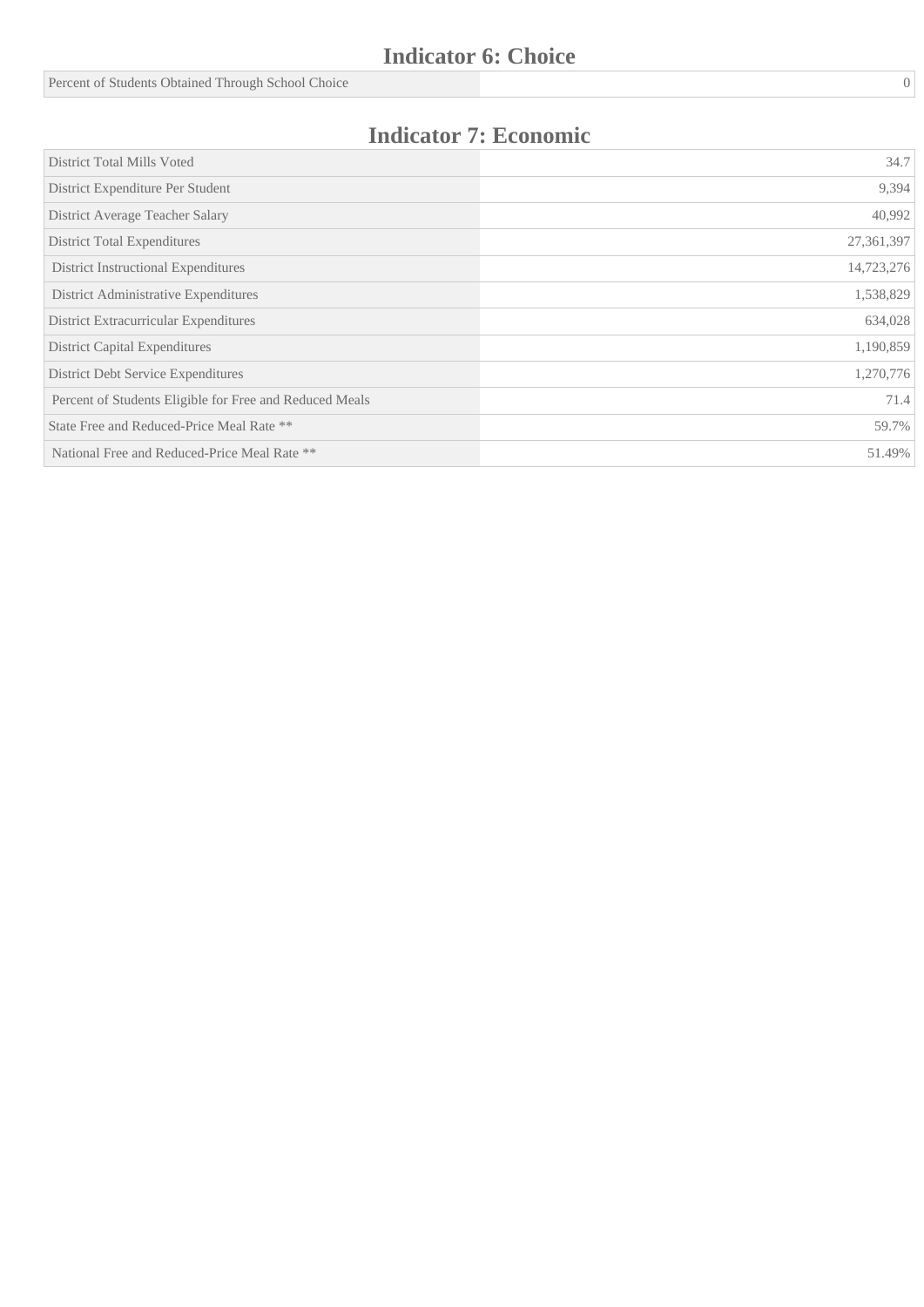## Indicator 6: Choice

| | |
|---|---|
| Percent of Students Obtained Through School Choice | 0 |

## Indicator 7: Economic

| | |
|---|---|
| District Total Mills Voted | 34.7 |
| District Expenditure Per Student | 9,394 |
| District Average Teacher Salary | 40,992 |
| District Total Expenditures | 27,361,397 |
| District Instructional Expenditures | 14,723,276 |
| District Administrative Expenditures | 1,538,829 |
| District Extracurricular Expenditures | 634,028 |
| District Capital Expenditures | 1,190,859 |
| District Debt Service Expenditures | 1,270,776 |
| Percent of Students Eligible for Free and Reduced Meals | 71.4 |
| State Free and Reduced-Price Meal Rate ** | 59.7% |
| National Free and Reduced-Price Meal Rate ** | 51.49% |